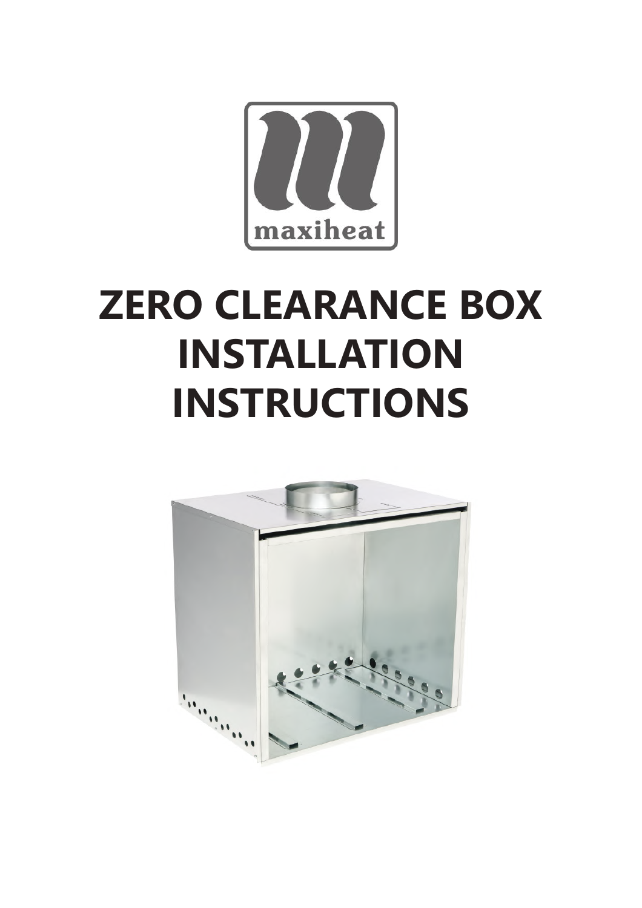maxiheat

# ZERO CLEARANCE BOX INSTALLATION INSTRUCTIONS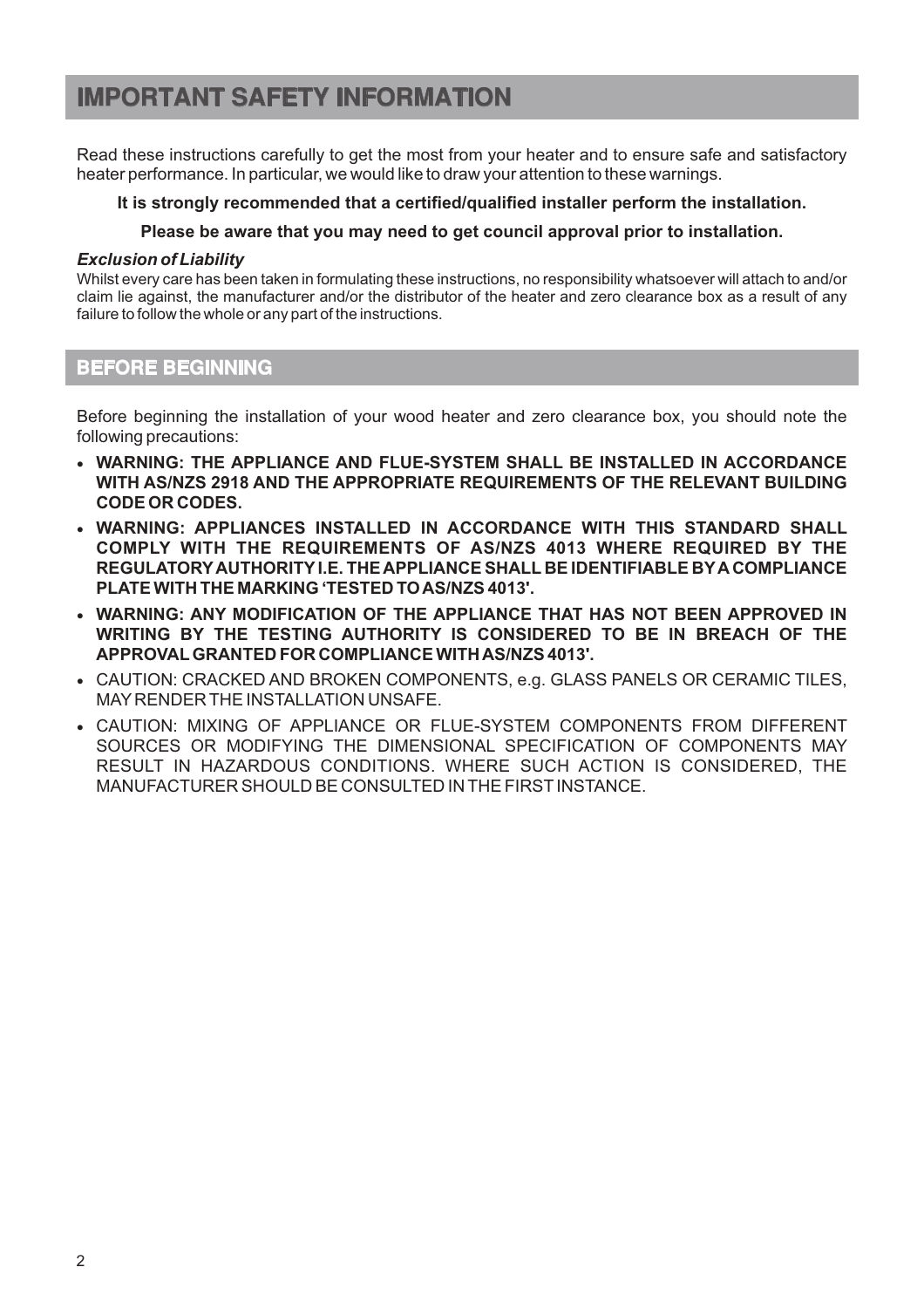# IMPORTANT SAFETY INFORMATION

Read these instructions carefully to get the most from your heater and to ensure safe and satisfactory heater performance. In particular, we would like to draw your attention to these warnings.

**It is strongly recommended that a certified/qualified installer perform the installation.**

**Please be aware that you may need to get council approval prior to installation.**

***Exclusion of Liability***

Whilst every care has been taken in formulating these instructions, no responsibility whatsoever will attach to and/or claim lie against, the manufacturer and/or the distributor of the heater and zero clearance box as a result of any failure to follow the whole or any part of the instructions.

## BEFORE BEGINNING

Before beginning the installation of your wood heater and zero clearance box, you should note the following precautions:

- **WARNING: THE APPLIANCE AND FLUE-SYSTEM SHALL BE INSTALLED IN ACCORDANCE WITH AS/NZS 2918 AND THE APPROPRIATE REQUIREMENTS OF THE RELEVANT BUILDING CODE OR CODES.**
- **WARNING: APPLIANCES INSTALLED IN ACCORDANCE WITH THIS STANDARD SHALL COMPLY WITH THE REQUIREMENTS OF AS/NZS 4013 WHERE REQUIRED BY THE REGULATORY AUTHORITY I.E. THE APPLIANCE SHALL BE IDENTIFIABLE BY A COMPLIANCE PLATE WITH THE MARKING 'TESTED TO AS/NZS 4013'.**
- **WARNING: ANY MODIFICATION OF THE APPLIANCE THAT HAS NOT BEEN APPROVED IN WRITING BY THE TESTING AUTHORITY IS CONSIDERED TO BE IN BREACH OF THE APPROVAL GRANTED FOR COMPLIANCE WITH AS/NZS 4013'.**
- CAUTION: CRACKED AND BROKEN COMPONENTS, e.g. GLASS PANELS OR CERAMIC TILES, MAY RENDER THE INSTALLATION UNSAFE.
- CAUTION: MIXING OF APPLIANCE OR FLUE-SYSTEM COMPONENTS FROM DIFFERENT SOURCES OR MODIFYING THE DIMENSIONAL SPECIFICATION OF COMPONENTS MAY RESULT IN HAZARDOUS CONDITIONS. WHERE SUCH ACTION IS CONSIDERED, THE MANUFACTURER SHOULD BE CONSULTED IN THE FIRST INSTANCE.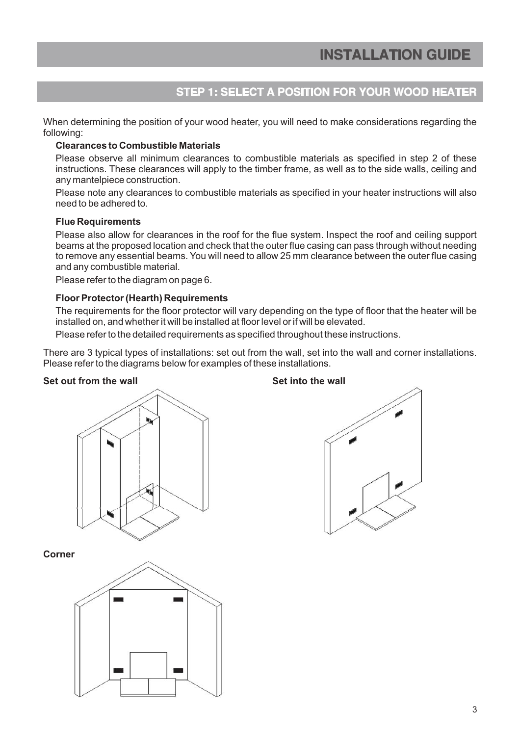# INSTALLATION GUIDE

## STEP 1: SELECT A POSITION FOR YOUR WOOD HEATER

When determining the position of your wood heater, you will need to make considerations regarding the following:

**Clearances to Combustible Materials**

Please observe all minimum clearances to combustible materials as specified in step 2 of these instructions. These clearances will apply to the timber frame, as well as to the side walls, ceiling and any mantelpiece construction.

Please note any clearances to combustible materials as specified in your heater instructions will also need to be adhered to.

**Flue Requirements**

Please also allow for clearances in the roof for the flue system. Inspect the roof and ceiling support beams at the proposed location and check that the outer flue casing can pass through without needing to remove any essential beams. You will need to allow 25 mm clearance between the outer flue casing and any combustible material.

Please refer to the diagram on page 6.

**Floor Protector (Hearth) Requirements**

The requirements for the floor protector will vary depending on the type of floor that the heater will be installed on, and whether it will be installed at floor level or if will be elevated.

Please refer to the detailed requirements as specified throughout these instructions.

There are 3 typical types of installations: set out from the wall, set into the wall and corner installations. Please refer to the diagrams below for examples of these installations.

**Set out from the wall**

**Set into the wall**

**Corner**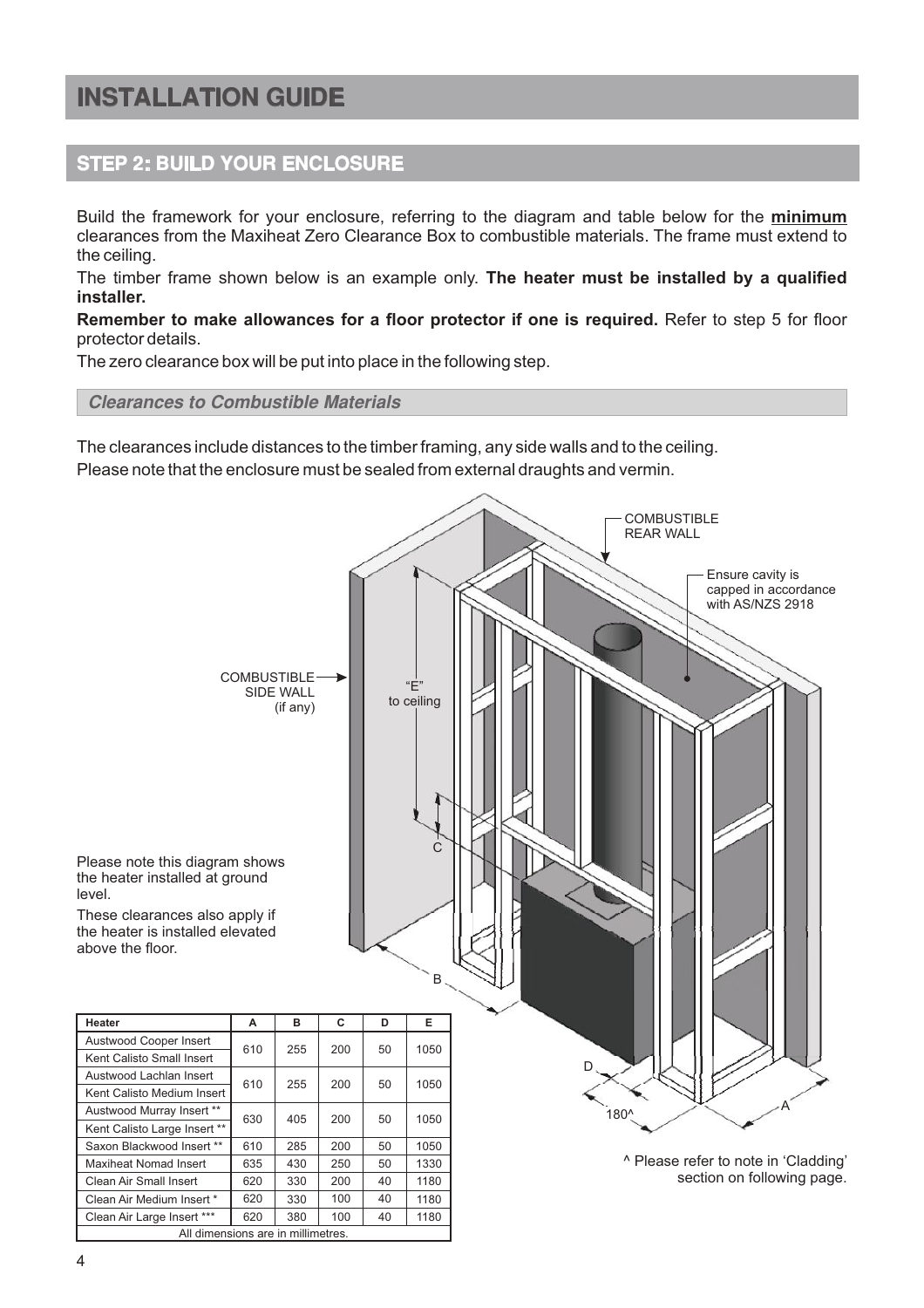# INSTALLATION GUIDE

## STEP 2: BUILD YOUR ENCLOSURE

Build the framework for your enclosure, referring to the diagram and table below for the **minimum** clearances from the Maxiheat Zero Clearance Box to combustible materials. The frame must extend to the ceiling.

The timber frame shown below is an example only. **The heater must be installed by a qualified installer.**

**Remember to make allowances for a floor protector if one is required.** Refer to step 5 for floor protector details.

The zero clearance box will be put into place in the following step.

### *Clearances to Combustible Materials*

The clearances include distances to the timber framing, any side walls and to the ceiling.

Please note that the enclosure must be sealed from external draughts and vermin.

COMBUSTIBLE REAR WALL

Ensure cavity is capped in accordance with AS/NZS 2918

COMBUSTIBLE SIDE WALL (if any)

"E" to ceiling

C

B

D

180^

A

Please note this diagram shows the heater installed at ground level.

These clearances also apply if the heater is installed elevated above the floor.

| Heater | A | B | C | D | E |
|---|---|---|---|---|---|
| Austwood Cooper Insert<br>Kent Calisto Small Insert | 610 | 255 | 200 | 50 | 1050 |
| Austwood Lachlan Insert<br>Kent Calisto Medium Insert | 610 | 255 | 200 | 50 | 1050 |
| Austwood Murray Insert **<br>Kent Calisto Large Insert ** | 630 | 405 | 200 | 50 | 1050 |
| Saxon Blackwood Insert ** | 610 | 285 | 200 | 50 | 1050 |
| Maxiheat Nomad Insert | 635 | 430 | 250 | 50 | 1330 |
| Clean Air Small Insert | 620 | 330 | 200 | 40 | 1180 |
| Clean Air Medium Insert * | 620 | 330 | 100 | 40 | 1180 |
| Clean Air Large Insert *** | 620 | 380 | 100 | 40 | 1180 |

All dimensions are in millimetres.

^ Please refer to note in 'Cladding' section on following page.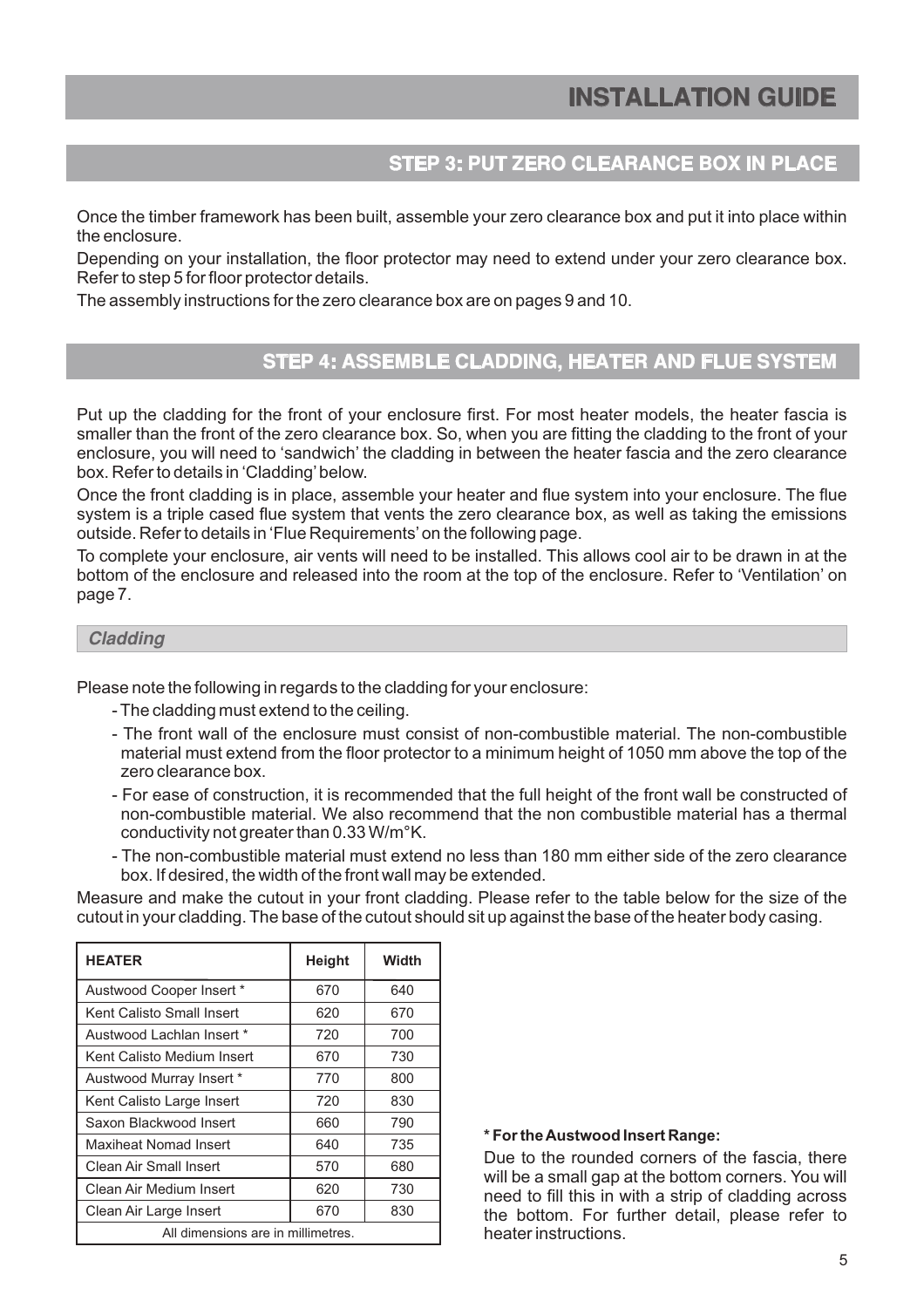# INSTALLATION GUIDE

## STEP 3: PUT ZERO CLEARANCE BOX IN PLACE

Once the timber framework has been built, assemble your zero clearance box and put it into place within the enclosure.

Depending on your installation, the floor protector may need to extend under your zero clearance box. Refer to step 5 for floor protector details.

The assembly instructions for the zero clearance box are on pages 9 and 10.

## STEP 4: ASSEMBLE CLADDING, HEATER AND FLUE SYSTEM

Put up the cladding for the front of your enclosure first. For most heater models, the heater fascia is smaller than the front of the zero clearance box. So, when you are fitting the cladding to the front of your enclosure, you will need to 'sandwich' the cladding in between the heater fascia and the zero clearance box. Refer to details in 'Cladding' below.

Once the front cladding is in place, assemble your heater and flue system into your enclosure. The flue system is a triple cased flue system that vents the zero clearance box, as well as taking the emissions outside. Refer to details in 'Flue Requirements' on the following page.

To complete your enclosure, air vents will need to be installed. This allows cool air to be drawn in at the bottom of the enclosure and released into the room at the top of the enclosure. Refer to 'Ventilation' on page 7.

### *Cladding*

Please note the following in regards to the cladding for your enclosure:

- The cladding must extend to the ceiling.
- The front wall of the enclosure must consist of non-combustible material. The non-combustible material must extend from the floor protector to a minimum height of 1050 mm above the top of the zero clearance box.
- For ease of construction, it is recommended that the full height of the front wall be constructed of non-combustible material. We also recommend that the non combustible material has a thermal conductivity not greater than 0.33 W/m°K.
- The non-combustible material must extend no less than 180 mm either side of the zero clearance box. If desired, the width of the front wall may be extended.

Measure and make the cutout in your front cladding. Please refer to the table below for the size of the cutout in your cladding. The base of the cutout should sit up against the base of the heater body casing.

| HEATER | Height | Width |
|---|---|---|
| Austwood Cooper Insert * | 670 | 640 |
| Kent Calisto Small Insert | 620 | 670 |
| Austwood Lachlan Insert * | 720 | 700 |
| Kent Calisto Medium Insert | 670 | 730 |
| Austwood Murray Insert * | 770 | 800 |
| Kent Calisto Large Insert | 720 | 830 |
| Saxon Blackwood Insert | 660 | 790 |
| Maxiheat Nomad Insert | 640 | 735 |
| Clean Air Small Insert | 570 | 680 |
| Clean Air Medium Insert | 620 | 730 |
| Clean Air Large Insert | 670 | 830 |
| All dimensions are in millimetres. | | |

**\* For the Austwood Insert Range:**

Due to the rounded corners of the fascia, there will be a small gap at the bottom corners. You will need to fill this in with a strip of cladding across the bottom. For further detail, please refer to heater instructions.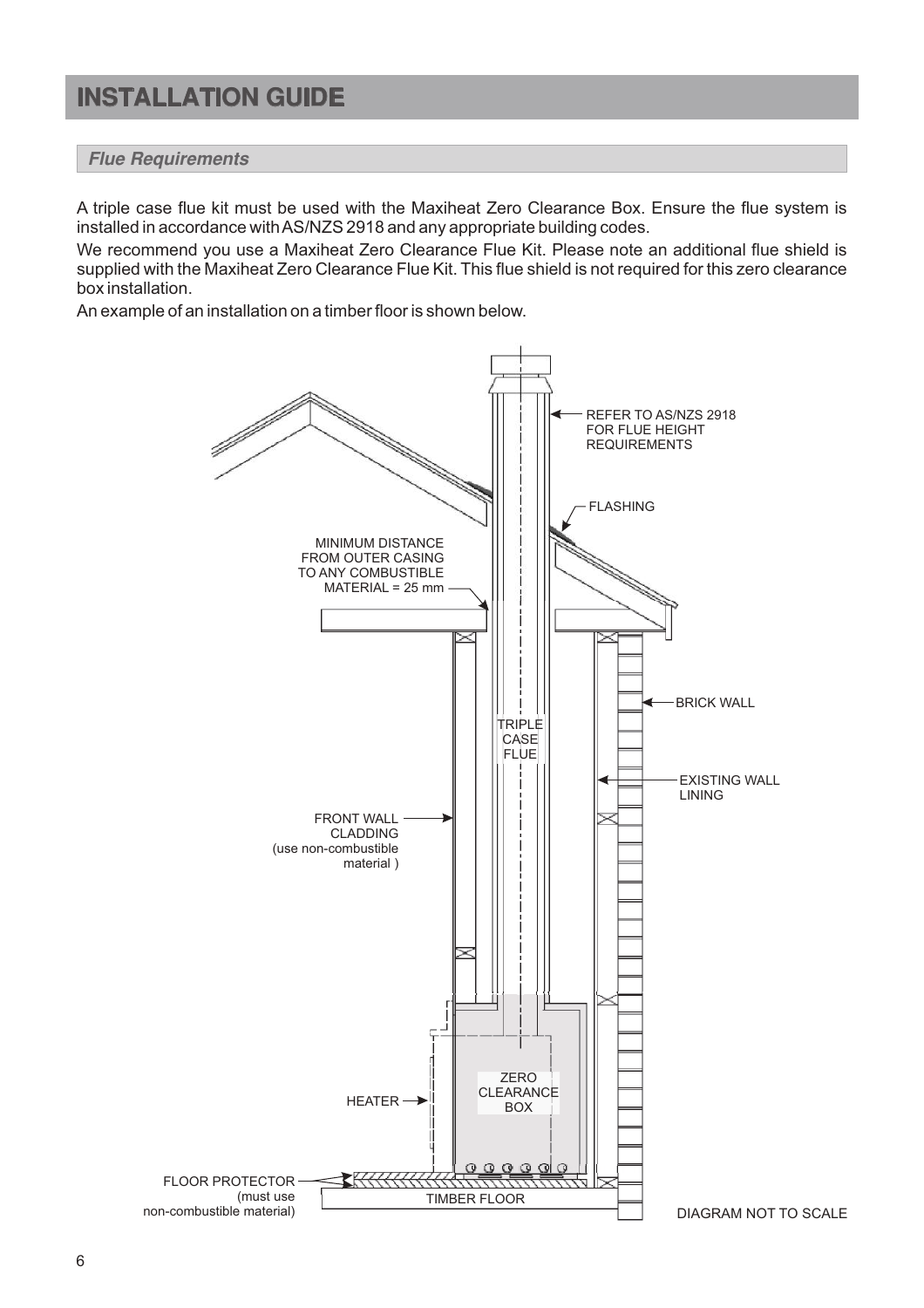# INSTALLATION GUIDE

## *Flue Requirements*

A triple case flue kit must be used with the Maxiheat Zero Clearance Box. Ensure the flue system is installed in accordance with AS/NZS 2918 and any appropriate building codes.

We recommend you use a Maxiheat Zero Clearance Flue Kit. Please note an additional flue shield is supplied with the Maxiheat Zero Clearance Flue Kit. This flue shield is not required for this zero clearance box installation.

An example of an installation on a timber floor is shown below.

REFER TO AS/NZS 2918 FOR FLUE HEIGHT REQUIREMENTS

FLASHING

MINIMUM DISTANCE FROM OUTER CASING TO ANY COMBUSTIBLE MATERIAL = 25 mm

BRICK WALL

TRIPLE CASE FLUE

EXISTING WALL LINING

FRONT WALL CLADDING (use non-combustible material )

ZERO CLEARANCE BOX

HEATER

FLOOR PROTECTOR (must use non-combustible material)

TIMBER FLOOR

DIAGRAM NOT TO SCALE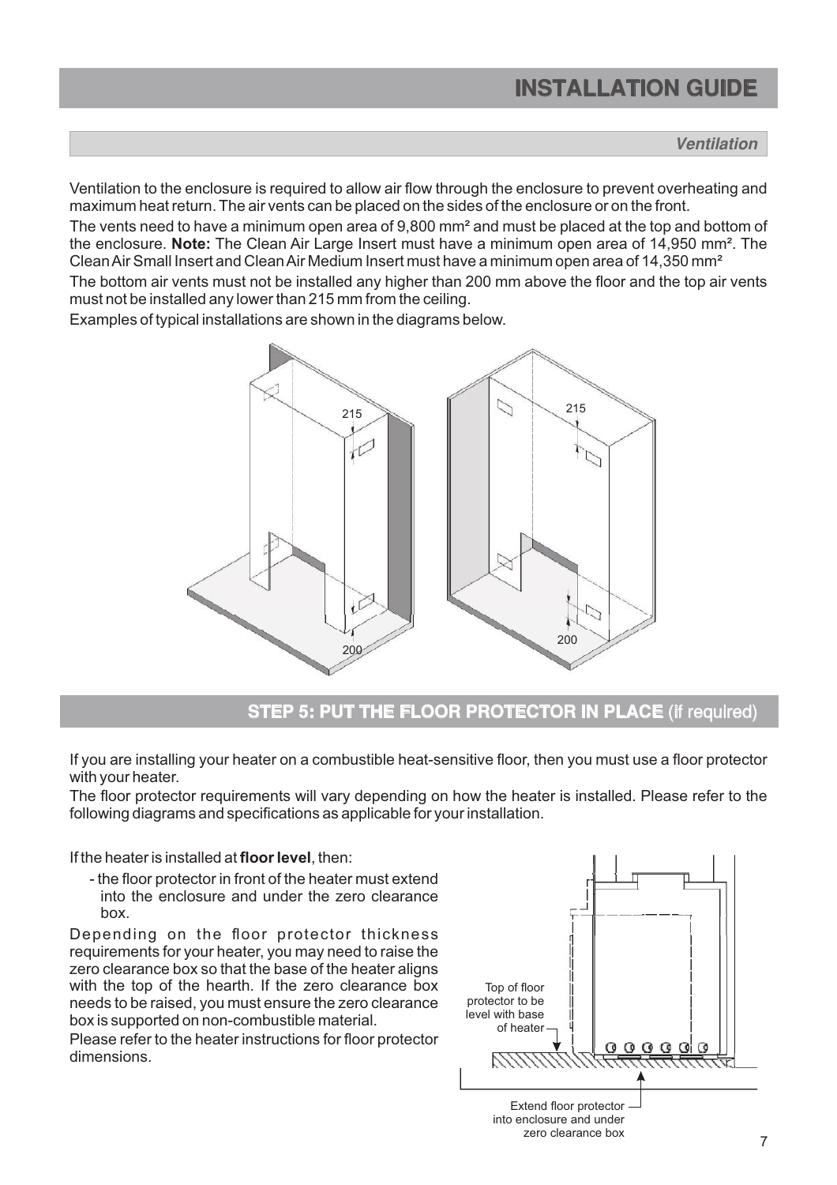## INSTALLATION GUIDE

### *Ventilation*

Ventilation to the enclosure is required to allow air flow through the enclosure to prevent overheating and maximum heat return. The air vents can be placed on the sides of the enclosure or on the front.

The vents need to have a minimum open area of 9,800 mm² and must be placed at the top and bottom of the enclosure. **Note:** The Clean Air Large Insert must have a minimum open area of 14,950 mm². The Clean Air Small Insert and Clean Air Medium Insert must have a minimum open area of 14,350 mm²

The bottom air vents must not be installed any higher than 200 mm above the floor and the top air vents must not be installed any lower than 215 mm from the ceiling.

Examples of typical installations are shown in the diagrams below.

215 215

200 200

## STEP 5: PUT THE FLOOR PROTECTOR IN PLACE (if required)

If you are installing your heater on a combustible heat-sensitive floor, then you must use a floor protector with your heater.

The floor protector requirements will vary depending on how the heater is installed. Please refer to the following diagrams and specifications as applicable for your installation.

If the heater is installed at **floor level**, then:

- the floor protector in front of the heater must extend into the enclosure and under the zero clearance box.

Depending on the floor protector thickness requirements for your heater, you may need to raise the zero clearance box so that the base of the heater aligns with the top of the hearth. If the zero clearance box needs to be raised, you must ensure the zero clearance box is supported on non-combustible material.

Please refer to the heater instructions for floor protector dimensions.

Top of floor protector to be level with base of heater

Extend floor protector into enclosure and under zero clearance box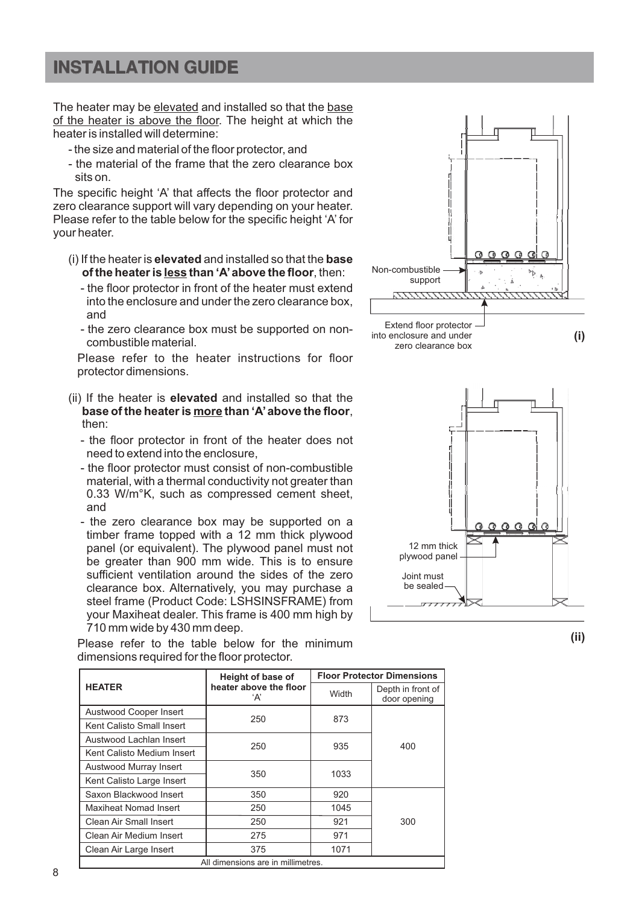# INSTALLATION GUIDE

The heater may be elevated and installed so that the base of the heater is above the floor. The height at which the heater is installed will determine:

- the size and material of the floor protector, and
- the material of the frame that the zero clearance box sits on.

The specific height 'A' that affects the floor protector and zero clearance support will vary depending on your heater. Please refer to the table below for the specific height 'A' for your heater.

(i) If the heater is **elevated** and installed so that the **base of the heater is less than 'A' above the floor**, then:

- the floor protector in front of the heater must extend into the enclosure and under the zero clearance box, and
- the zero clearance box must be supported on non-combustible material.

Please refer to the heater instructions for floor protector dimensions.

(ii) If the heater is **elevated** and installed so that the **base of the heater is more than 'A' above the floor**, then:

- the floor protector in front of the heater does not need to extend into the enclosure,
- the floor protector must consist of non-combustible material, with a thermal conductivity not greater than 0.33 W/m°K, such as compressed cement sheet, and
- the zero clearance box may be supported on a timber frame topped with a 12 mm thick plywood panel (or equivalent). The plywood panel must not be greater than 900 mm wide. This is to ensure sufficient ventilation around the sides of the zero clearance box. Alternatively, you may purchase a steel frame (Product Code: LSHSINSFRAME) from your Maxiheat dealer. This frame is 400 mm high by 710 mm wide by 430 mm deep.

Please refer to the table below for the minimum dimensions required for the floor protector.

Non-combustible support

Extend floor protector into enclosure and under zero clearance box

**(i)**

12 mm thick plywood panel

Joint must be sealed

**(ii)**

| HEATER | Height of base of heater above the floor 'A' | Floor Protector Dimensions | |
|---|---|---|---|
| | | Width | Depth in front of door opening |
| Austwood Cooper Insert | 250 | 873 | 400 |
| Kent Calisto Small Insert | 250 | 873 | 400 |
| Austwood Lachlan Insert | 250 | 935 | 400 |
| Kent Calisto Medium Insert | 250 | 935 | 400 |
| Austwood Murray Insert | 350 | 1033 | 400 |
| Kent Calisto Large Insert | 350 | 1033 | 400 |
| Saxon Blackwood Insert | 350 | 920 | 300 |
| Maxiheat Nomad Insert | 250 | 1045 | 300 |
| Clean Air Small Insert | 250 | 921 | 300 |
| Clean Air Medium Insert | 275 | 971 | 300 |
| Clean Air Large Insert | 375 | 1071 | 300 |

All dimensions are in millimetres.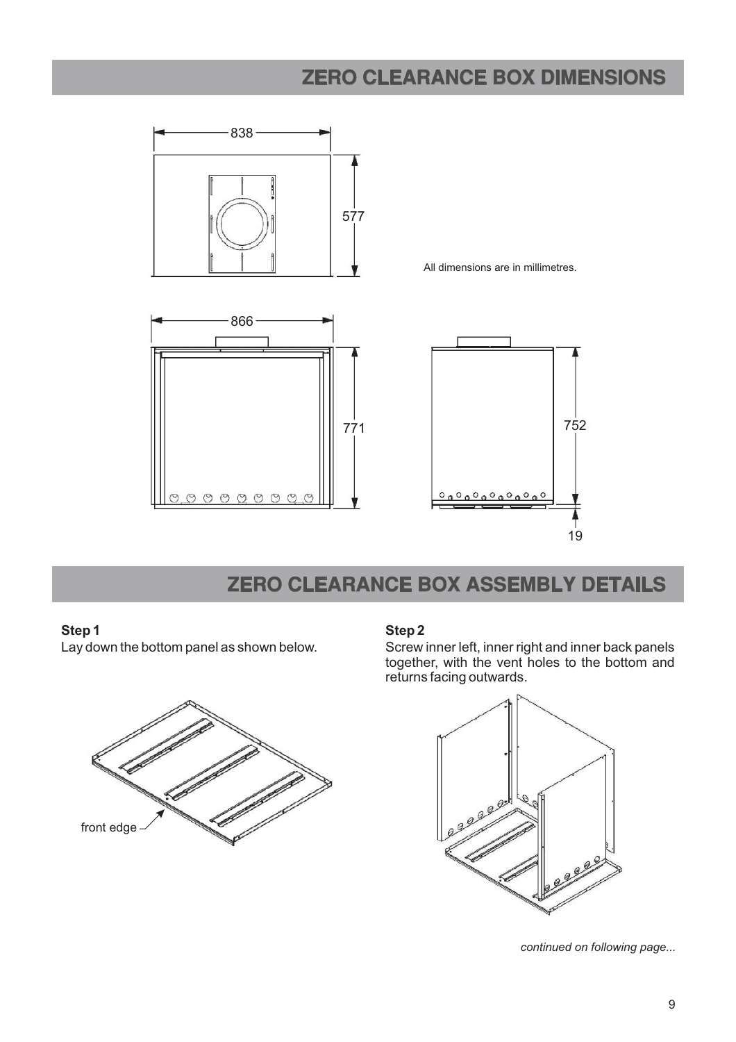# ZERO CLEARANCE BOX DIMENSIONS

All dimensions are in millimetres.

# ZERO CLEARANCE BOX ASSEMBLY DETAILS

**Step 1**
Lay down the bottom panel as shown below.

**Step 2**
Screw inner left, inner right and inner back panels together, with the vent holes to the bottom and returns facing outwards.

*continued on following page...*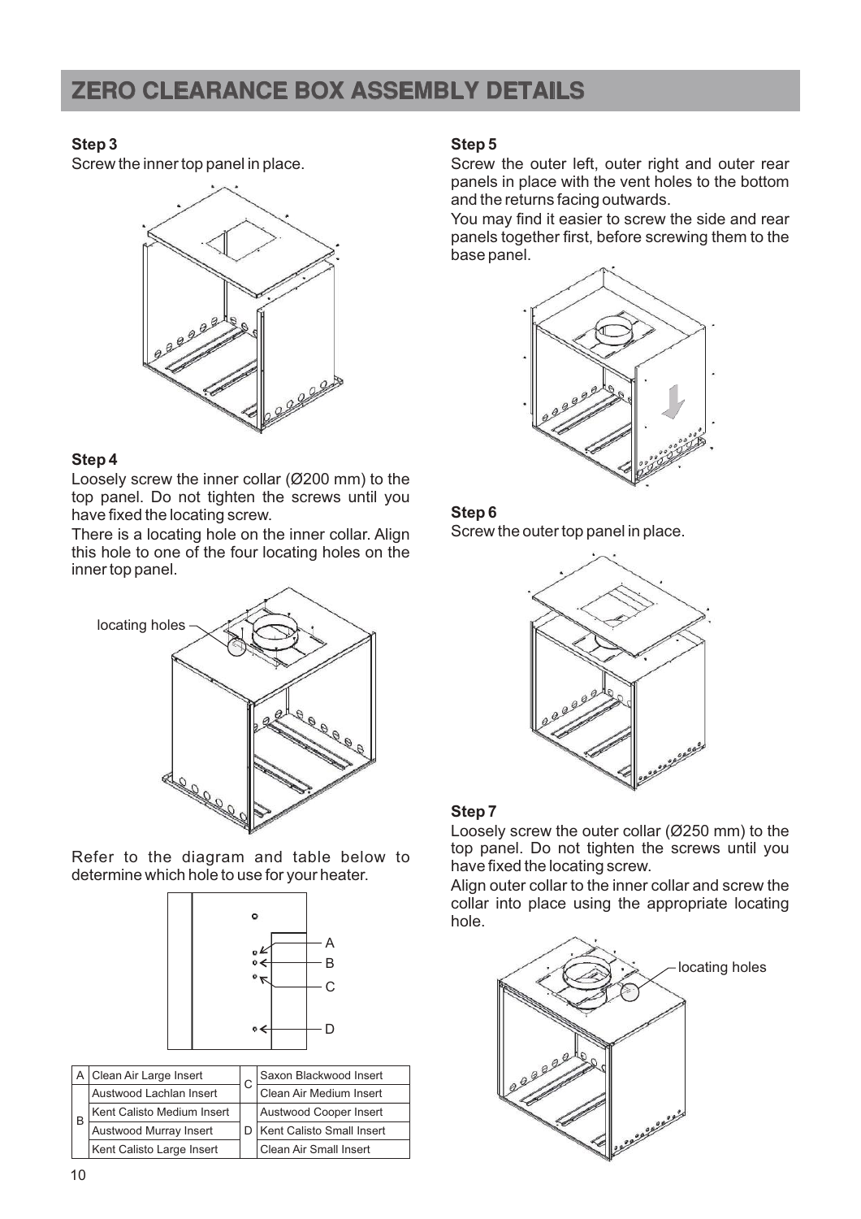# ZERO CLEARANCE BOX ASSEMBLY DETAILS

**Step 3**

Screw the inner top panel in place.

**Step 4**

Loosely screw the inner collar (Ø200 mm) to the top panel. Do not tighten the screws until you have fixed the locating screw.

There is a locating hole on the inner collar. Align this hole to one of the four locating holes on the inner top panel.

locating holes

Refer to the diagram and table below to determine which hole to use for your heater.

A

B

C

D

| | | | |
|---|---|---|---|
| A | Clean Air Large Insert | C | Saxon Blackwood Insert |
| B | Austwood Lachlan Insert | C | Clean Air Medium Insert |
| B | Kent Calisto Medium Insert | D | Austwood Cooper Insert |
| B | Austwood Murray Insert | D | Kent Calisto Small Insert |
| B | Kent Calisto Large Insert | D | Clean Air Small Insert |

**Step 5**

Screw the outer left, outer right and outer rear panels in place with the vent holes to the bottom and the returns facing outwards.

You may find it easier to screw the side and rear panels together first, before screwing them to the base panel.

**Step 6**

Screw the outer top panel in place.

**Step 7**

Loosely screw the outer collar (Ø250 mm) to the top panel. Do not tighten the screws until you have fixed the locating screw.

Align outer collar to the inner collar and screw the collar into place using the appropriate locating hole.

locating holes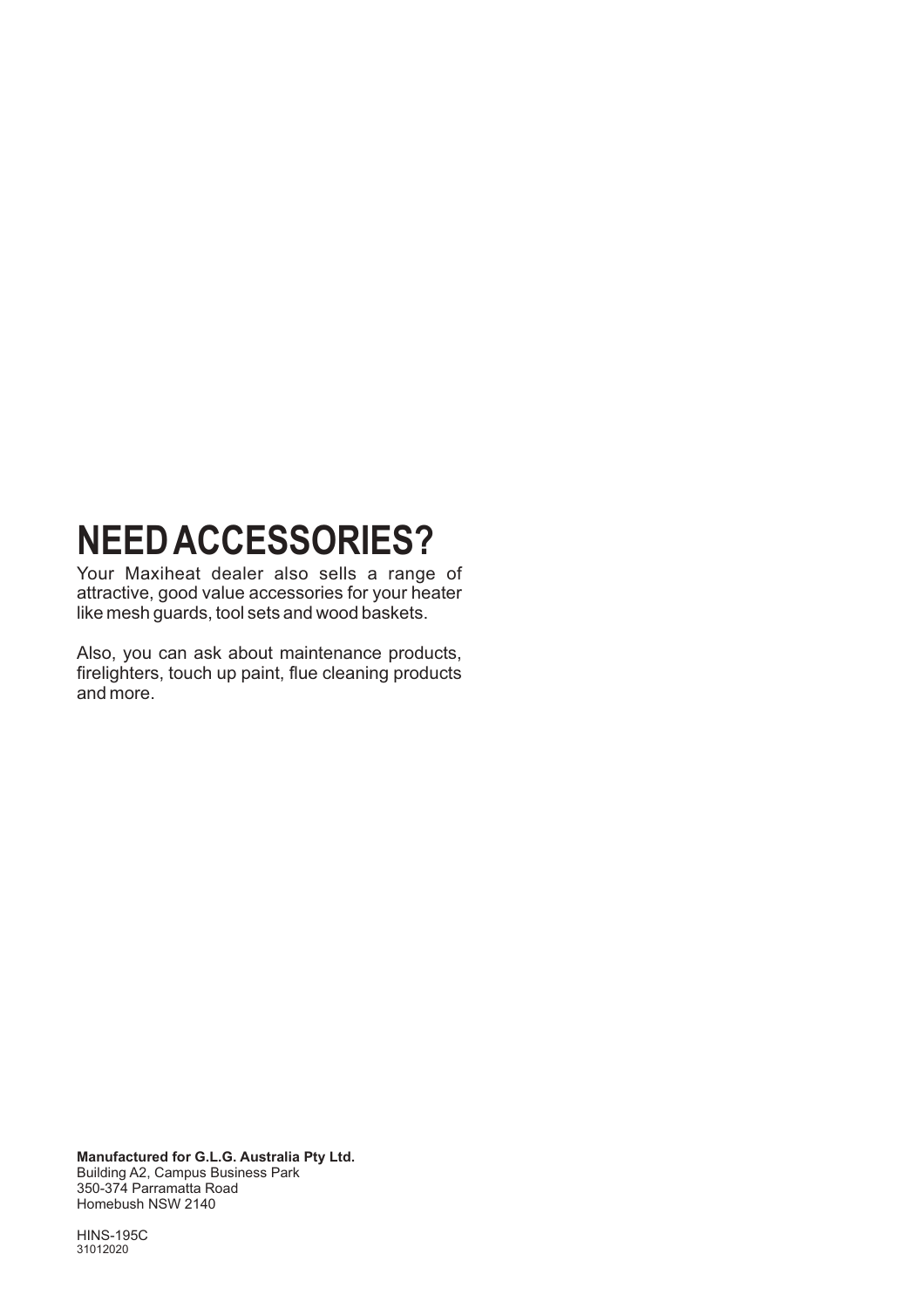# NEED ACCESSORIES?

Your Maxiheat dealer also sells a range of attractive, good value accessories for your heater like mesh guards, tool sets and wood baskets.

Also, you can ask about maintenance products, firelighters, touch up paint, flue cleaning products and more.

**Manufactured for G.L.G. Australia Pty Ltd.**
Building A2, Campus Business Park
350-374 Parramatta Road
Homebush NSW 2140

HINS-195C
31012020